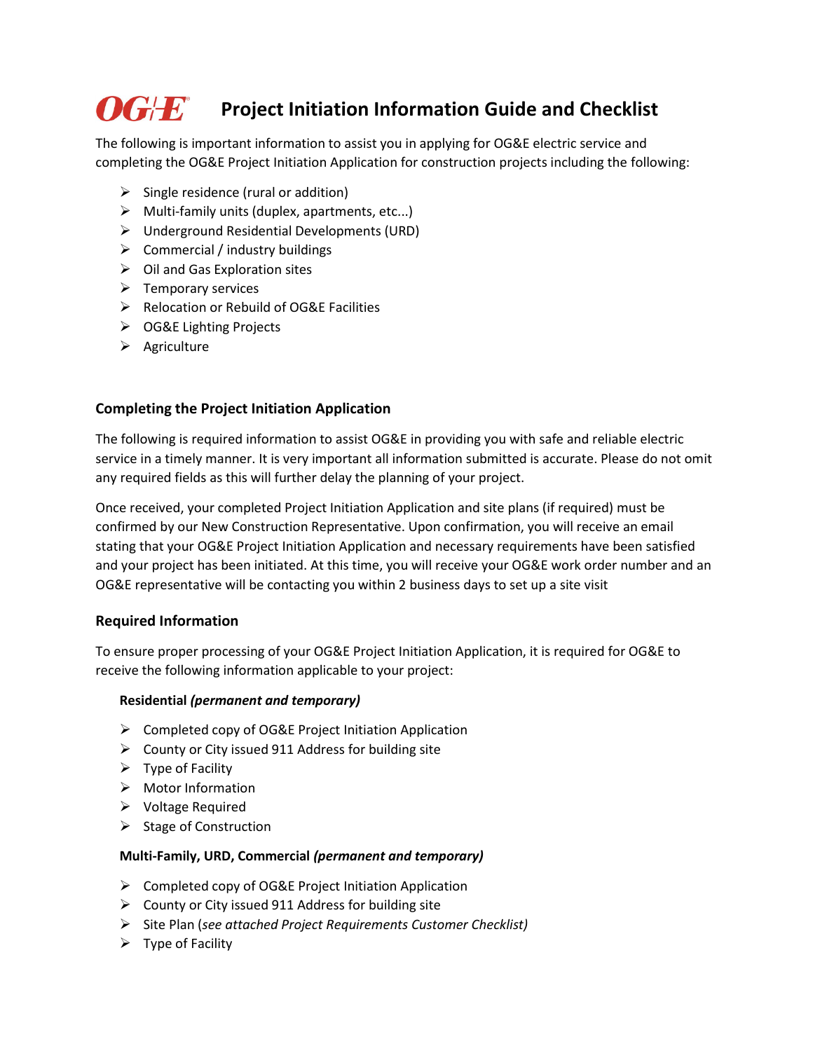# OG&E Project Initiation Information Guide and Checklist

The following is important information to assist you in applying for OG&E electric service and completing the OG&E Project Initiation Application for construction projects including the following:

- Single residence (rural or addition)
- Multi-family units (duplex, apartments, etc...)
- Underground Residential Developments (URD)
- Commercial / industry buildings
- Oil and Gas Exploration sites
- Temporary services
- Relocation or Rebuild of OG&E Facilities
- OG&E Lighting Projects
- Agriculture

## Completing the Project Initiation Application

The following is required information to assist OG&E in providing you with safe and reliable electric service in a timely manner. It is very important all information submitted is accurate. Please do not omit any required fields as this will further delay the planning of your project.

Once received, your completed Project Initiation Application and site plans (if required) must be confirmed by our New Construction Representative. Upon confirmation, you will receive an email stating that your OG&E Project Initiation Application and necessary requirements have been satisfied and your project has been initiated. At this time, you will receive your OG&E work order number and an OG&E representative will be contacting you within 2 business days to set up a site visit

## Required Information

To ensure proper processing of your OG&E Project Initiation Application, it is required for OG&E to receive the following information applicable to your project:

### Residential *(permanent and temporary)*

- Completed copy of OG&E Project Initiation Application
- County or City issued 911 Address for building site
- Type of Facility
- Motor Information
- Voltage Required
- Stage of Construction

### Multi-Family, URD, Commercial *(permanent and temporary)*

- Completed copy of OG&E Project Initiation Application
- County or City issued 911 Address for building site
- Site Plan (*see attached Project Requirements Customer Checklist)*
- Type of Facility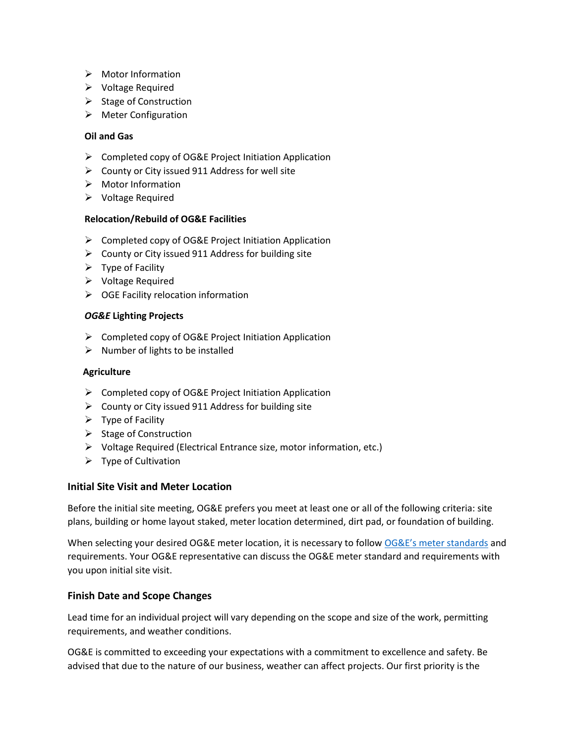- Motor Information
- Voltage Required
- Stage of Construction
- Meter Configuration

**Oil and Gas**

- Completed copy of OG&E Project Initiation Application
- County or City issued 911 Address for well site
- Motor Information
- Voltage Required

**Relocation/Rebuild of OG&E Facilities**

- Completed copy of OG&E Project Initiation Application
- County or City issued 911 Address for building site
- Type of Facility
- Voltage Required
- OGE Facility relocation information

***OG&E* Lighting Projects**

- Completed copy of OG&E Project Initiation Application
- Number of lights to be installed

**Agriculture**

- Completed copy of OG&E Project Initiation Application
- County or City issued 911 Address for building site
- Type of Facility
- Stage of Construction
- Voltage Required (Electrical Entrance size, motor information, etc.)
- Type of Cultivation

### Initial Site Visit and Meter Location

Before the initial site meeting, OG&E prefers you meet at least one or all of the following criteria: site plans, building or home layout staked, meter location determined, dirt pad, or foundation of building.

When selecting your desired OG&E meter location, it is necessary to follow OG&E's meter standards and requirements. Your OG&E representative can discuss the OG&E meter standard and requirements with you upon initial site visit.

### Finish Date and Scope Changes

Lead time for an individual project will vary depending on the scope and size of the work, permitting requirements, and weather conditions.

OG&E is committed to exceeding your expectations with a commitment to excellence and safety. Be advised that due to the nature of our business, weather can affect projects. Our first priority is the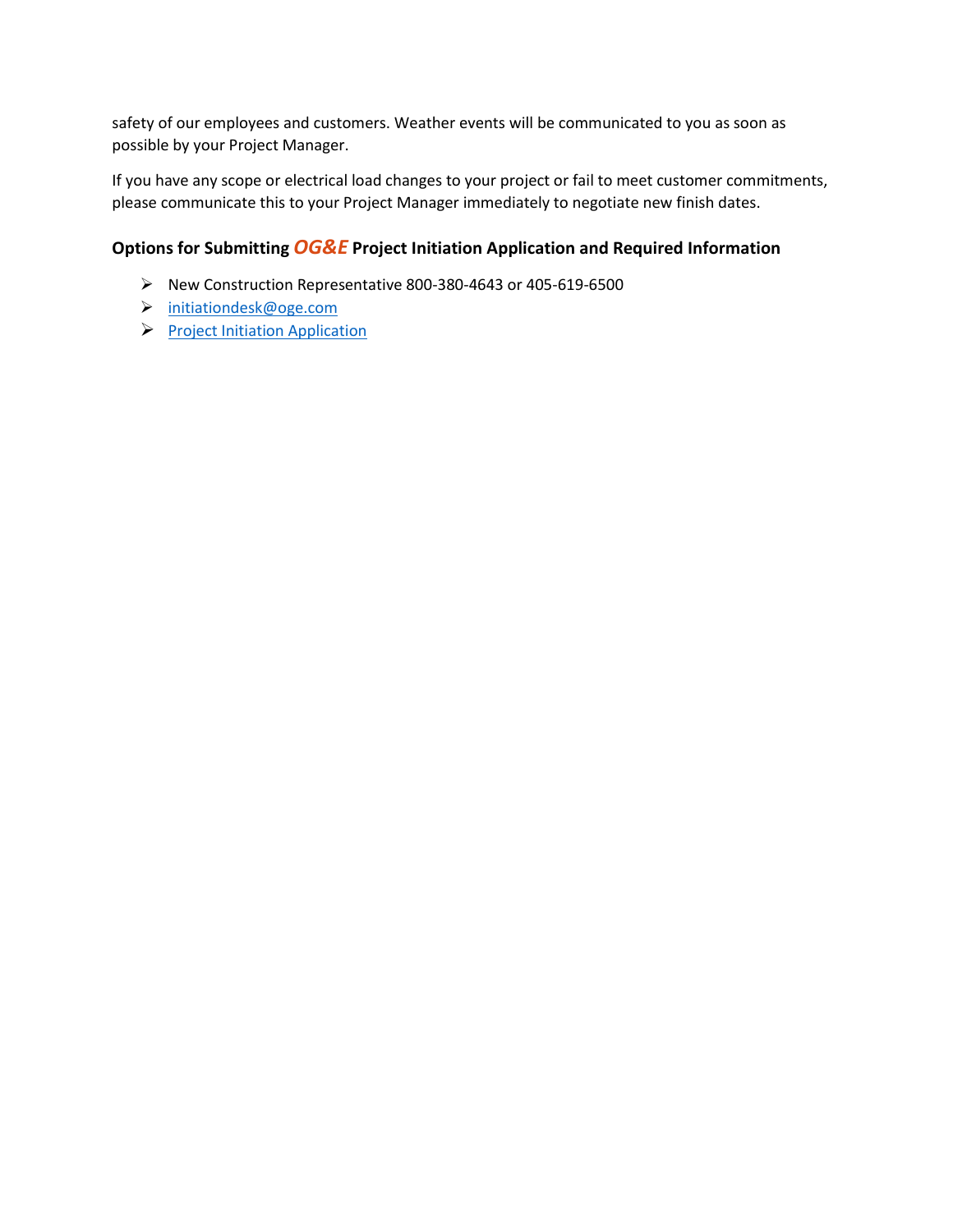safety of our employees and customers. Weather events will be communicated to you as soon as possible by your Project Manager.

If you have any scope or electrical load changes to your project or fail to meet customer commitments, please communicate this to your Project Manager immediately to negotiate new finish dates.

### Options for Submitting *OG&E* Project Initiation Application and Required Information

- New Construction Representative 800-380-4643 or 405-619-6500
- initiationdesk@oge.com
- Project Initiation Application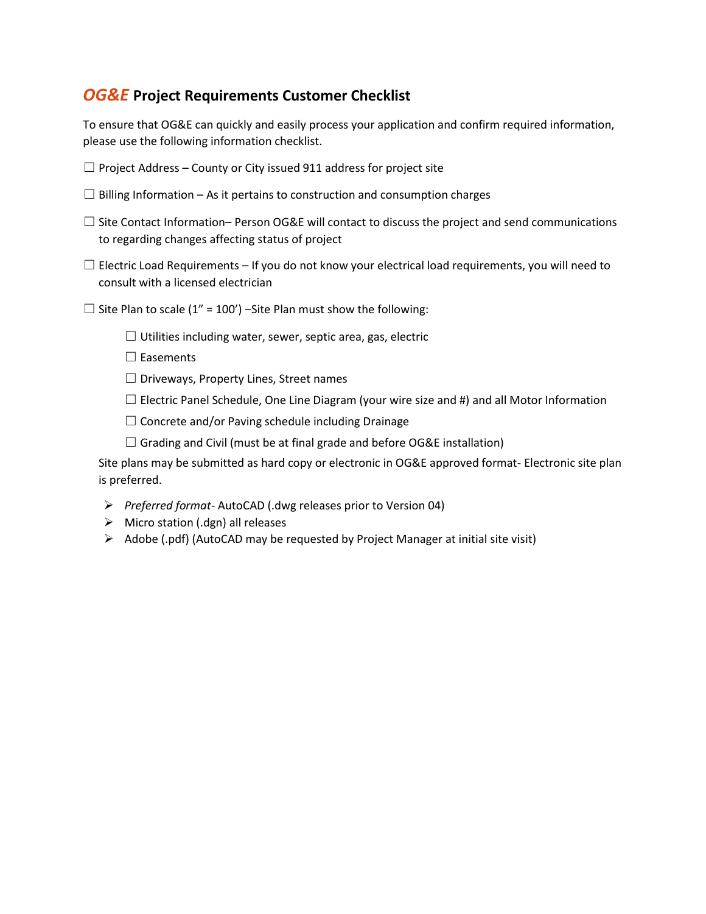## *OG&E* Project Requirements Customer Checklist

To ensure that OG&E can quickly and easily process your application and confirm required information, please use the following information checklist.

☐ Project Address – County or City issued 911 address for project site

☐ Billing Information – As it pertains to construction and consumption charges

☐ Site Contact Information– Person OG&E will contact to discuss the project and send communications to regarding changes affecting status of project

☐ Electric Load Requirements – If you do not know your electrical load requirements, you will need to consult with a licensed electrician

☐ Site Plan to scale (1" = 100') –Site Plan must show the following:

- ☐ Utilities including water, sewer, septic area, gas, electric
- ☐ Easements
- ☐ Driveways, Property Lines, Street names
- ☐ Electric Panel Schedule, One Line Diagram (your wire size and #) and all Motor Information
- ☐ Concrete and/or Paving schedule including Drainage
- ☐ Grading and Civil (must be at final grade and before OG&E installation)

Site plans may be submitted as hard copy or electronic in OG&E approved format- Electronic site plan is preferred.

- *Preferred format*- AutoCAD (.dwg releases prior to Version 04)
- Micro station (.dgn) all releases
- Adobe (.pdf) (AutoCAD may be requested by Project Manager at initial site visit)